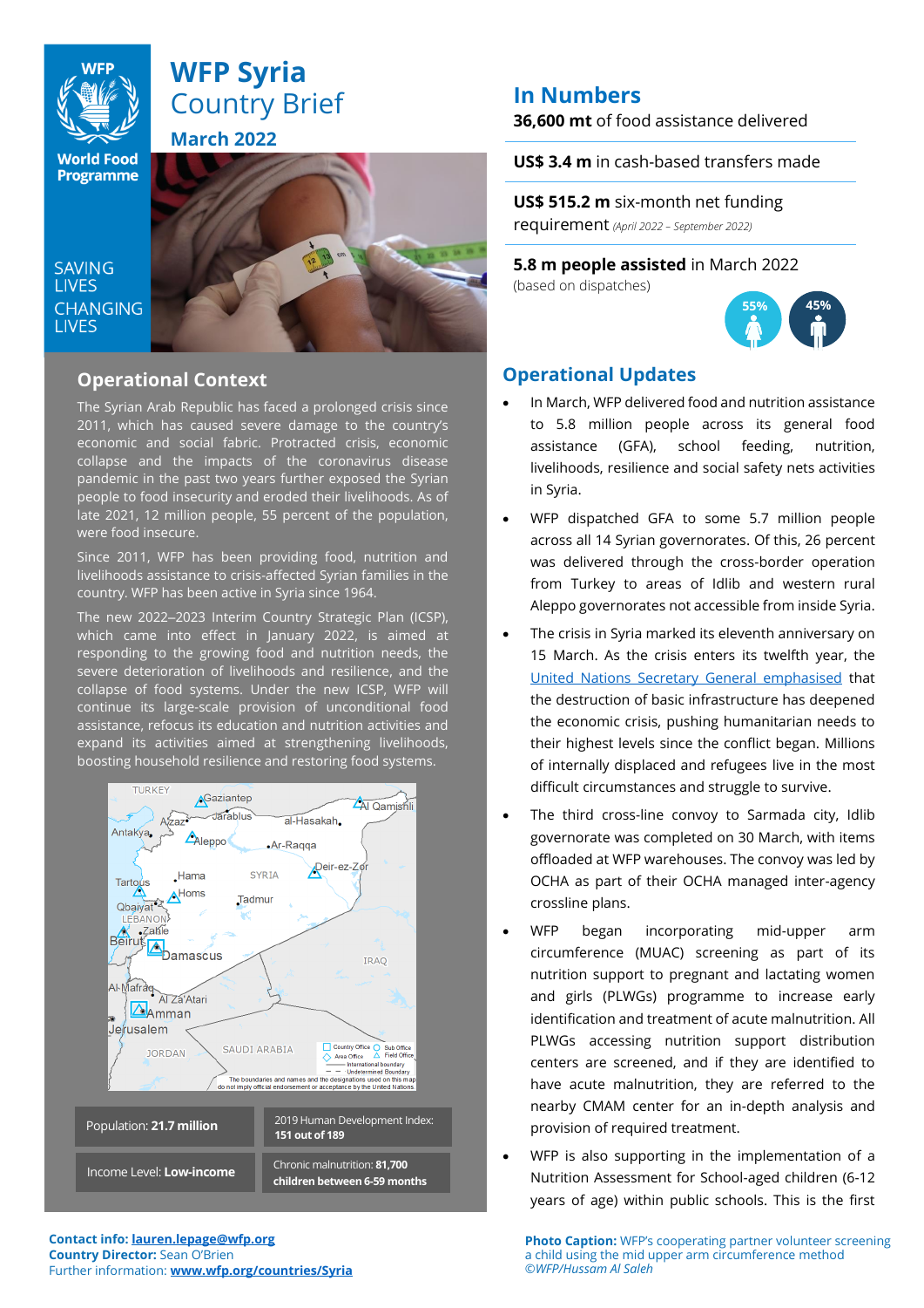# WFP Syria Country Brief

## March 2022

SAVING LIVES CHANGING LIVES

## In Numbers

**36,600 mt** of food assistance delivered

**US$ 3.4 m** in cash-based transfers made

**US$ 515.2 m** six-month net funding requirement *(April 2022 – September 2022)*

**5.8 m people assisted** in March 2022 (based on dispatches)

55% 45%

## Operational Context

The Syrian Arab Republic has faced a prolonged crisis since 2011, which has caused severe damage to the country's economic and social fabric. Protracted crisis, economic collapse and the impacts of the coronavirus disease pandemic in the past two years further exposed the Syrian people to food insecurity and eroded their livelihoods. As of late 2021, 12 million people, 55 percent of the population, were food insecure.

Since 2011, WFP has been providing food, nutrition and livelihoods assistance to crisis-affected Syrian families in the country. WFP has been active in Syria since 1964.

The new 2022–2023 Interim Country Strategic Plan (ICSP), which came into effect in January 2022, is aimed at responding to the growing food and nutrition needs, the severe deterioration of livelihoods and resilience, and the collapse of food systems. Under the new ICSP, WFP will continue its large-scale provision of unconditional food assistance, refocus its education and nutrition activities and expand its activities aimed at strengthening livelihoods, boosting household resilience and restoring food systems.

| | |
|---|---|
| Population: **21.7 million** | 2019 Human Development Index: **151 out of 189** |
| Income Level: **Low-income** | Chronic malnutrition: **81,700 children between 6-59 months** |

## Operational Updates

- In March, WFP delivered food and nutrition assistance to 5.8 million people across its general food assistance (GFA), school feeding, nutrition, livelihoods, resilience and social safety nets activities in Syria.
- WFP dispatched GFA to some 5.7 million people across all 14 Syrian governorates. Of this, 26 percent was delivered through the cross-border operation from Turkey to areas of Idlib and western rural Aleppo governorates not accessible from inside Syria.
- The crisis in Syria marked its eleventh anniversary on 15 March. As the crisis enters its twelfth year, the United Nations Secretary General emphasised that the destruction of basic infrastructure has deepened the economic crisis, pushing humanitarian needs to their highest levels since the conflict began. Millions of internally displaced and refugees live in the most difficult circumstances and struggle to survive.
- The third cross-line convoy to Sarmada city, Idlib governorate was completed on 30 March, with items offloaded at WFP warehouses. The convoy was led by OCHA as part of their OCHA managed inter-agency crossline plans.
- WFP began incorporating mid-upper arm circumference (MUAC) screening as part of its nutrition support to pregnant and lactating women and girls (PLWGs) programme to increase early identification and treatment of acute malnutrition. All PLWGs accessing nutrition support distribution centers are screened, and if they are identified to have acute malnutrition, they are referred to the nearby CMAM center for an in-depth analysis and provision of required treatment.
- WFP is also supporting in the implementation of a Nutrition Assessment for School-aged children (6-12 years of age) within public schools. This is the first

**Contact info:** **lauren.lepage@wfp.org**
**Country Director:** Sean O'Brien
Further information: **www.wfp.org/countries/Syria**

**Photo Caption:** WFP's cooperating partner volunteer screening a child using the mid upper arm circumference method *©WFP/Hussam Al Saleh*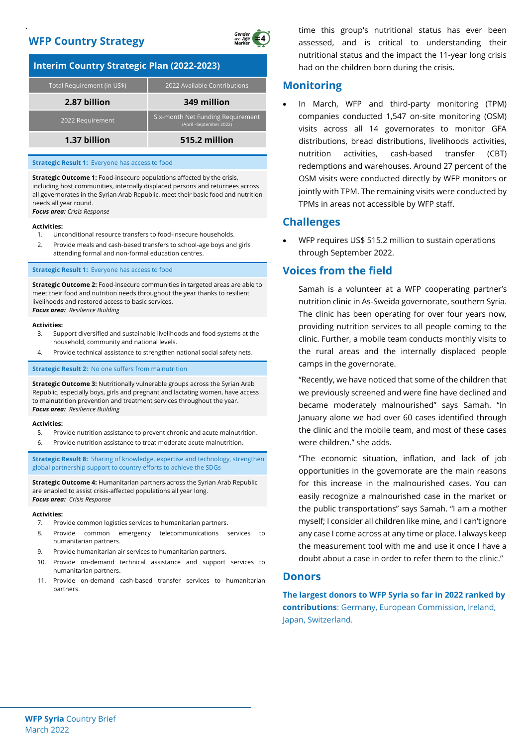## WFP Country Strategy

Gender and Age Marker 4

| Interim Country Strategic Plan (2022-2023) | |
|---|---|
| Total Requirement (in US$) | 2022 Available Contributions |
| **2.87 billion** | **349 million** |
| 2022 Requirement | Six-month Net Funding Requirement (April –September 2022) |
| **1.37 billion** | **515.2 million** |

**Strategic Result 1:** Everyone has access to food

**Strategic Outcome 1:** Food-insecure populations affected by the crisis, including host communities, internally displaced persons and returnees across all governorates in the Syrian Arab Republic, meet their basic food and nutrition needs all year round.
***Focus area:*** *Crisis Response*

**Activities:**
1. Unconditional resource transfers to food-insecure households.
2. Provide meals and cash-based transfers to school-age boys and girls attending formal and non-formal education centres.

**Strategic Result 1:** Everyone has access to food

**Strategic Outcome 2:** Food-insecure communities in targeted areas are able to meet their food and nutrition needs throughout the year thanks to resilient livelihoods and restored access to basic services.
***Focus area:*** *Resilience Building*

**Activities:**
3. Support diversified and sustainable livelihoods and food systems at the household, community and national levels.
4. Provide technical assistance to strengthen national social safety nets.

**Strategic Result 2:** No one suffers from malnutrition

**Strategic Outcome 3:** Nutritionally vulnerable groups across the Syrian Arab Republic, especially boys, girls and pregnant and lactating women, have access to malnutrition prevention and treatment services throughout the year.
***Focus area:*** *Resilience Building*

**Activities:**
5. Provide nutrition assistance to prevent chronic and acute malnutrition.
6. Provide nutrition assistance to treat moderate acute malnutrition.

**Strategic Result 8:** Sharing of knowledge, expertise and technology, strengthen global partnership support to country efforts to achieve the SDGs

**Strategic Outcome 4:** Humanitarian partners across the Syrian Arab Republic are enabled to assist crisis-affected populations all year long.
***Focus area:*** *Crisis Response*

**Activities:**
7. Provide common logistics services to humanitarian partners.
8. Provide common emergency telecommunications services to humanitarian partners.
9. Provide humanitarian air services to humanitarian partners.
10. Provide on-demand technical assistance and support services to humanitarian partners.
11. Provide on-demand cash-based transfer services to humanitarian partners.

time this group's nutritional status has ever been assessed, and is critical to understanding their nutritional status and the impact the 11-year long crisis had on the children born during the crisis.

## Monitoring

- In March, WFP and third-party monitoring (TPM) companies conducted 1,547 on-site monitoring (OSM) visits across all 14 governorates to monitor GFA distributions, bread distributions, livelihoods activities, nutrition activities, cash-based transfer (CBT) redemptions and warehouses. Around 27 percent of the OSM visits were conducted directly by WFP monitors or jointly with TPM. The remaining visits were conducted by TPMs in areas not accessible by WFP staff.

## Challenges

- WFP requires US$ 515.2 million to sustain operations through September 2022.

## Voices from the field

Samah is a volunteer at a WFP cooperating partner's nutrition clinic in As-Sweida governorate, southern Syria. The clinic has been operating for over four years now, providing nutrition services to all people coming to the clinic. Further, a mobile team conducts monthly visits to the rural areas and the internally displaced people camps in the governorate.

"Recently, we have noticed that some of the children that we previously screened and were fine have declined and became moderately malnourished" says Samah. "In January alone we had over 60 cases identified through the clinic and the mobile team, and most of these cases were children." she adds.

"The economic situation, inflation, and lack of job opportunities in the governorate are the main reasons for this increase in the malnourished cases. You can easily recognize a malnourished case in the market or the public transportations" says Samah. "I am a mother myself; I consider all children like mine, and I can't ignore any case I come across at any time or place. I always keep the measurement tool with me and use it once I have a doubt about a case in order to refer them to the clinic."

## Donors

**The largest donors to WFP Syria so far in 2022 ranked by contributions**: Germany, European Commission, Ireland, Japan, Switzerland.